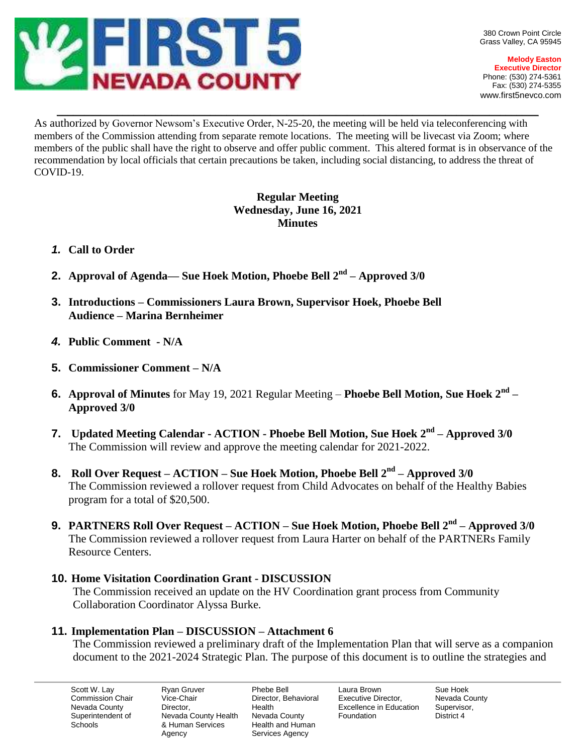FIRST 5 NEVADA COUNTY

380 Crown Point Circle
Grass Valley, CA 95945

**Melody Easton**
**Executive Director**
Phone: (530) 274-5361
Fax: (530) 274-5355
www.first5nevco.com

---

As authorized by Governor Newsom's Executive Order, N-25-20, the meeting will be held via teleconferencing with members of the Commission attending from separate remote locations. The meeting will be livecast via Zoom; where members of the public shall have the right to observe and offer public comment. This altered format is in observance of the recommendation by local officials that certain precautions be taken, including social distancing, to address the threat of COVID-19.

**Regular Meeting**
**Wednesday, June 16, 2021**
**Minutes**

1. **Call to Order**

2. **Approval of Agenda— Sue Hoek Motion, Phoebe Bell 2nd – Approved 3/0**

3. **Introductions – Commissioners Laura Brown, Supervisor Hoek, Phoebe Bell**
   **Audience – Marina Bernheimer**

4. **Public Comment - N/A**

5. **Commissioner Comment – N/A**

6. **Approval of Minutes** for May 19, 2021 Regular Meeting – **Phoebe Bell Motion, Sue Hoek 2nd – Approved 3/0**

7. **Updated Meeting Calendar - ACTION - Phoebe Bell Motion, Sue Hoek 2nd – Approved 3/0**
   The Commission will review and approve the meeting calendar for 2021-2022.

8. **Roll Over Request – ACTION – Sue Hoek Motion, Phoebe Bell 2nd – Approved 3/0**
   The Commission reviewed a rollover request from Child Advocates on behalf of the Healthy Babies program for a total of $20,500.

9. **PARTNERS Roll Over Request – ACTION – Sue Hoek Motion, Phoebe Bell 2nd – Approved 3/0**
   The Commission reviewed a rollover request from Laura Harter on behalf of the PARTNERs Family Resource Centers.

10. **Home Visitation Coordination Grant - DISCUSSION**
    The Commission received an update on the HV Coordination grant process from Community Collaboration Coordinator Alyssa Burke.

11. **Implementation Plan – DISCUSSION – Attachment 6**
    The Commission reviewed a preliminary draft of the Implementation Plan that will serve as a companion document to the 2021-2024 Strategic Plan. The purpose of this document is to outline the strategies and

---

| Scott W. Lay | Ryan Gruver | Phebe Bell | Laura Brown | Sue Hoek |
|---|---|---|---|---|
| Commission Chair | Vice-Chair | Director, Behavioral Health | Executive Director, Excellence in Education Foundation | Nevada County Supervisor, District 4 |
| Nevada County Superintendent of Schools | Director, Nevada County Health & Human Services Agency | Nevada County Health and Human Services Agency | | |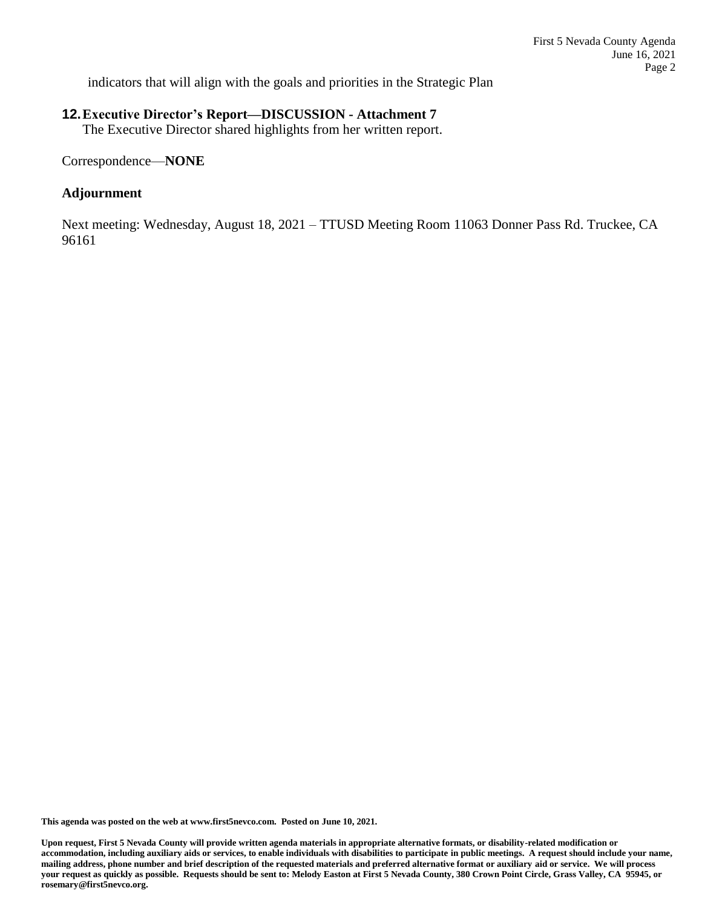indicators that will align with the goals and priorities in the Strategic Plan

**12. Executive Director's Report—DISCUSSION - Attachment 7**

The Executive Director shared highlights from her written report.

Correspondence—**NONE**

**Adjournment**

Next meeting: Wednesday, August 18, 2021 – TTUSD Meeting Room 11063 Donner Pass Rd. Truckee, CA 96161

**This agenda was posted on the web at www.first5nevco.com. Posted on June 10, 2021.**

**Upon request, First 5 Nevada County will provide written agenda materials in appropriate alternative formats, or disability-related modification or accommodation, including auxiliary aids or services, to enable individuals with disabilities to participate in public meetings. A request should include your name, mailing address, phone number and brief description of the requested materials and preferred alternative format or auxiliary aid or service. We will process your request as quickly as possible. Requests should be sent to: Melody Easton at First 5 Nevada County, 380 Crown Point Circle, Grass Valley, CA 95945, or rosemary@first5nevco.org.**